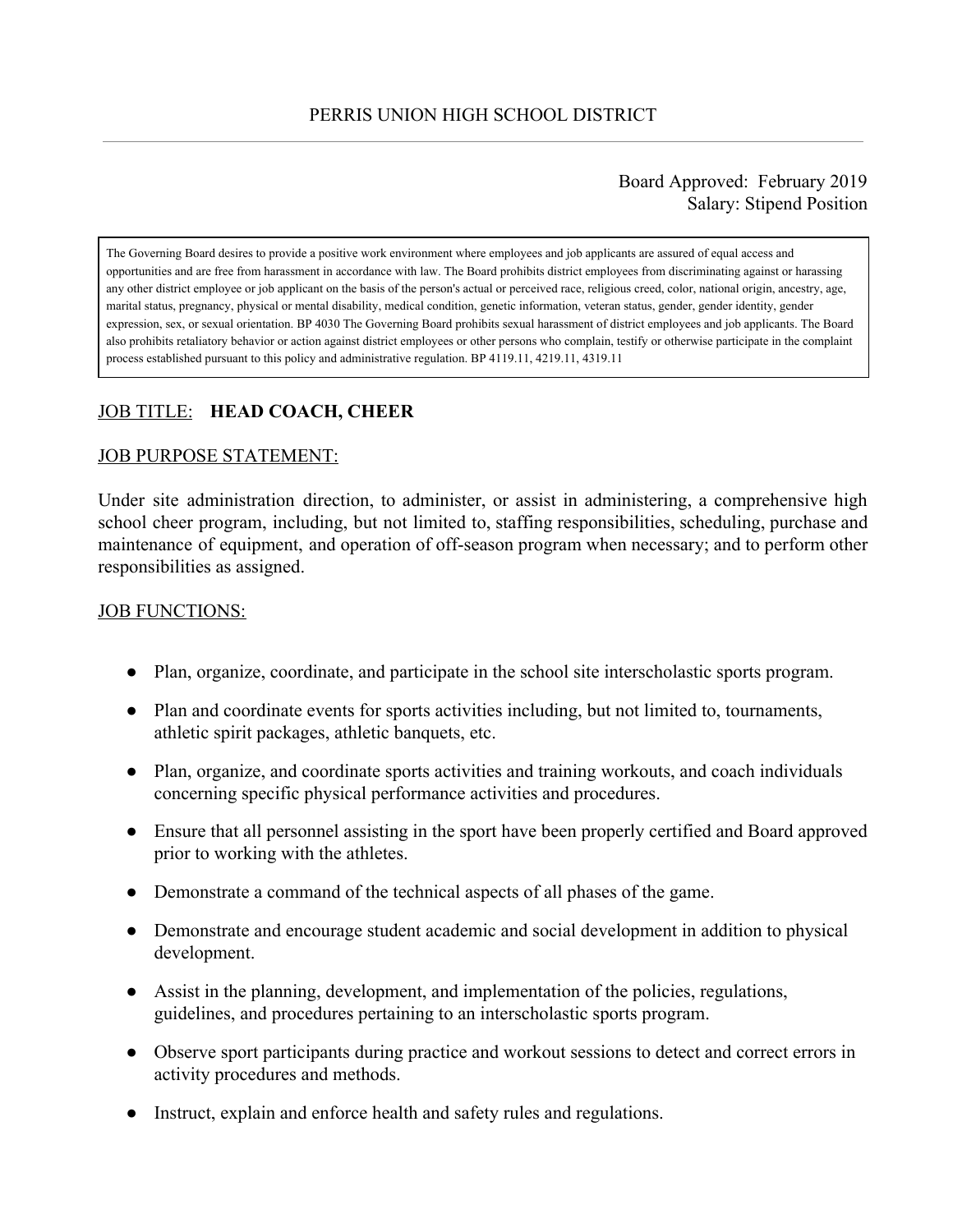# PERRIS UNION HIGH SCHOOL DISTRICT

Board Approved: February 2019
Salary: Stipend Position

The Governing Board desires to provide a positive work environment where employees and job applicants are assured of equal access and opportunities and are free from harassment in accordance with law. The Board prohibits district employees from discriminating against or harassing any other district employee or job applicant on the basis of the person's actual or perceived race, religious creed, color, national origin, ancestry, age, marital status, pregnancy, physical or mental disability, medical condition, genetic information, veteran status, gender, gender identity, gender expression, sex, or sexual orientation. BP 4030 The Governing Board prohibits sexual harassment of district employees and job applicants. The Board also prohibits retaliatory behavior or action against district employees or other persons who complain, testify or otherwise participate in the complaint process established pursuant to this policy and administrative regulation. BP 4119.11, 4219.11, 4319.11

JOB TITLE: **HEAD COACH, CHEER**

JOB PURPOSE STATEMENT:

Under site administration direction, to administer, or assist in administering, a comprehensive high school cheer program, including, but not limited to, staffing responsibilities, scheduling, purchase and maintenance of equipment, and operation of off-season program when necessary; and to perform other responsibilities as assigned.

JOB FUNCTIONS:

- Plan, organize, coordinate, and participate in the school site interscholastic sports program.
- Plan and coordinate events for sports activities including, but not limited to, tournaments, athletic spirit packages, athletic banquets, etc.
- Plan, organize, and coordinate sports activities and training workouts, and coach individuals concerning specific physical performance activities and procedures.
- Ensure that all personnel assisting in the sport have been properly certified and Board approved prior to working with the athletes.
- Demonstrate a command of the technical aspects of all phases of the game.
- Demonstrate and encourage student academic and social development in addition to physical development.
- Assist in the planning, development, and implementation of the policies, regulations, guidelines, and procedures pertaining to an interscholastic sports program.
- Observe sport participants during practice and workout sessions to detect and correct errors in activity procedures and methods.
- Instruct, explain and enforce health and safety rules and regulations.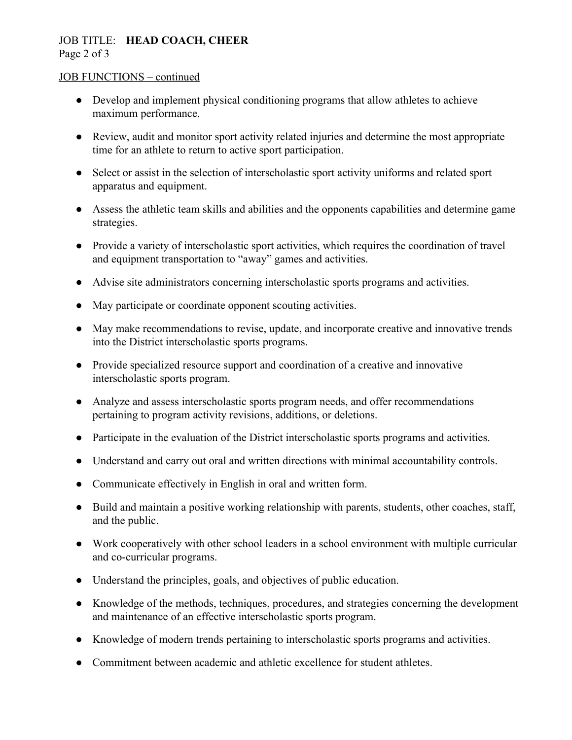JOB FUNCTIONS – continued

- Develop and implement physical conditioning programs that allow athletes to achieve maximum performance.
- Review, audit and monitor sport activity related injuries and determine the most appropriate time for an athlete to return to active sport participation.
- Select or assist in the selection of interscholastic sport activity uniforms and related sport apparatus and equipment.
- Assess the athletic team skills and abilities and the opponents capabilities and determine game strategies.
- Provide a variety of interscholastic sport activities, which requires the coordination of travel and equipment transportation to "away" games and activities.
- Advise site administrators concerning interscholastic sports programs and activities.
- May participate or coordinate opponent scouting activities.
- May make recommendations to revise, update, and incorporate creative and innovative trends into the District interscholastic sports programs.
- Provide specialized resource support and coordination of a creative and innovative interscholastic sports program.
- Analyze and assess interscholastic sports program needs, and offer recommendations pertaining to program activity revisions, additions, or deletions.
- Participate in the evaluation of the District interscholastic sports programs and activities.
- Understand and carry out oral and written directions with minimal accountability controls.
- Communicate effectively in English in oral and written form.
- Build and maintain a positive working relationship with parents, students, other coaches, staff, and the public.
- Work cooperatively with other school leaders in a school environment with multiple curricular and co-curricular programs.
- Understand the principles, goals, and objectives of public education.
- Knowledge of the methods, techniques, procedures, and strategies concerning the development and maintenance of an effective interscholastic sports program.
- Knowledge of modern trends pertaining to interscholastic sports programs and activities.
- Commitment between academic and athletic excellence for student athletes.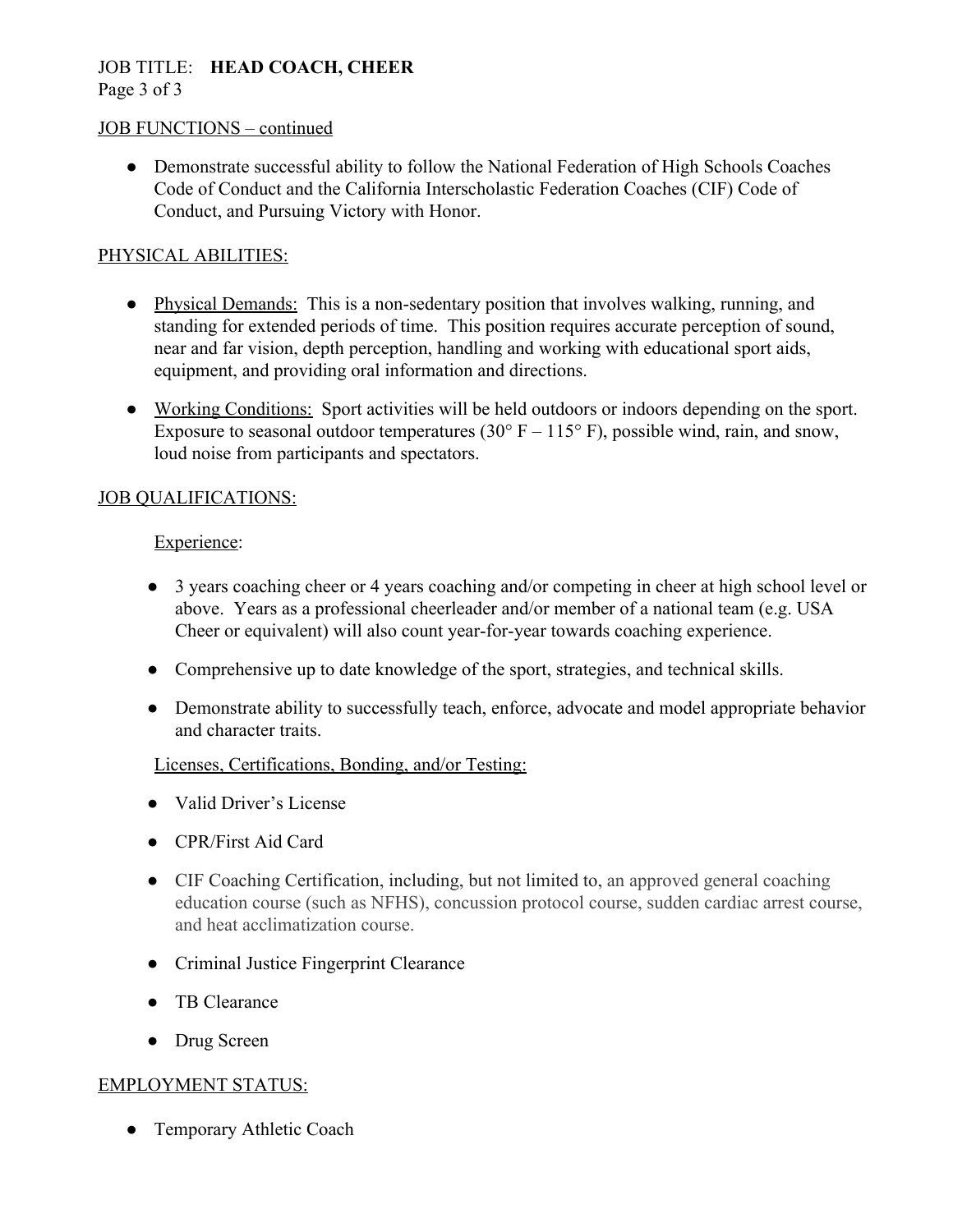## JOB FUNCTIONS – continued

- Demonstrate successful ability to follow the National Federation of High Schools Coaches Code of Conduct and the California Interscholastic Federation Coaches (CIF) Code of Conduct, and Pursuing Victory with Honor.

## PHYSICAL ABILITIES:

- Physical Demands: This is a non-sedentary position that involves walking, running, and standing for extended periods of time. This position requires accurate perception of sound, near and far vision, depth perception, handling and working with educational sport aids, equipment, and providing oral information and directions.
- Working Conditions: Sport activities will be held outdoors or indoors depending on the sport. Exposure to seasonal outdoor temperatures (30° F – 115° F), possible wind, rain, and snow, loud noise from participants and spectators.

## JOB QUALIFICATIONS:

### Experience:

- 3 years coaching cheer or 4 years coaching and/or competing in cheer at high school level or above. Years as a professional cheerleader and/or member of a national team (e.g. USA Cheer or equivalent) will also count year-for-year towards coaching experience.
- Comprehensive up to date knowledge of the sport, strategies, and technical skills.
- Demonstrate ability to successfully teach, enforce, advocate and model appropriate behavior and character traits.

### Licenses, Certifications, Bonding, and/or Testing:

- Valid Driver's License
- CPR/First Aid Card
- CIF Coaching Certification, including, but not limited to, an approved general coaching education course (such as NFHS), concussion protocol course, sudden cardiac arrest course, and heat acclimatization course.
- Criminal Justice Fingerprint Clearance
- TB Clearance
- Drug Screen

## EMPLOYMENT STATUS:

- Temporary Athletic Coach